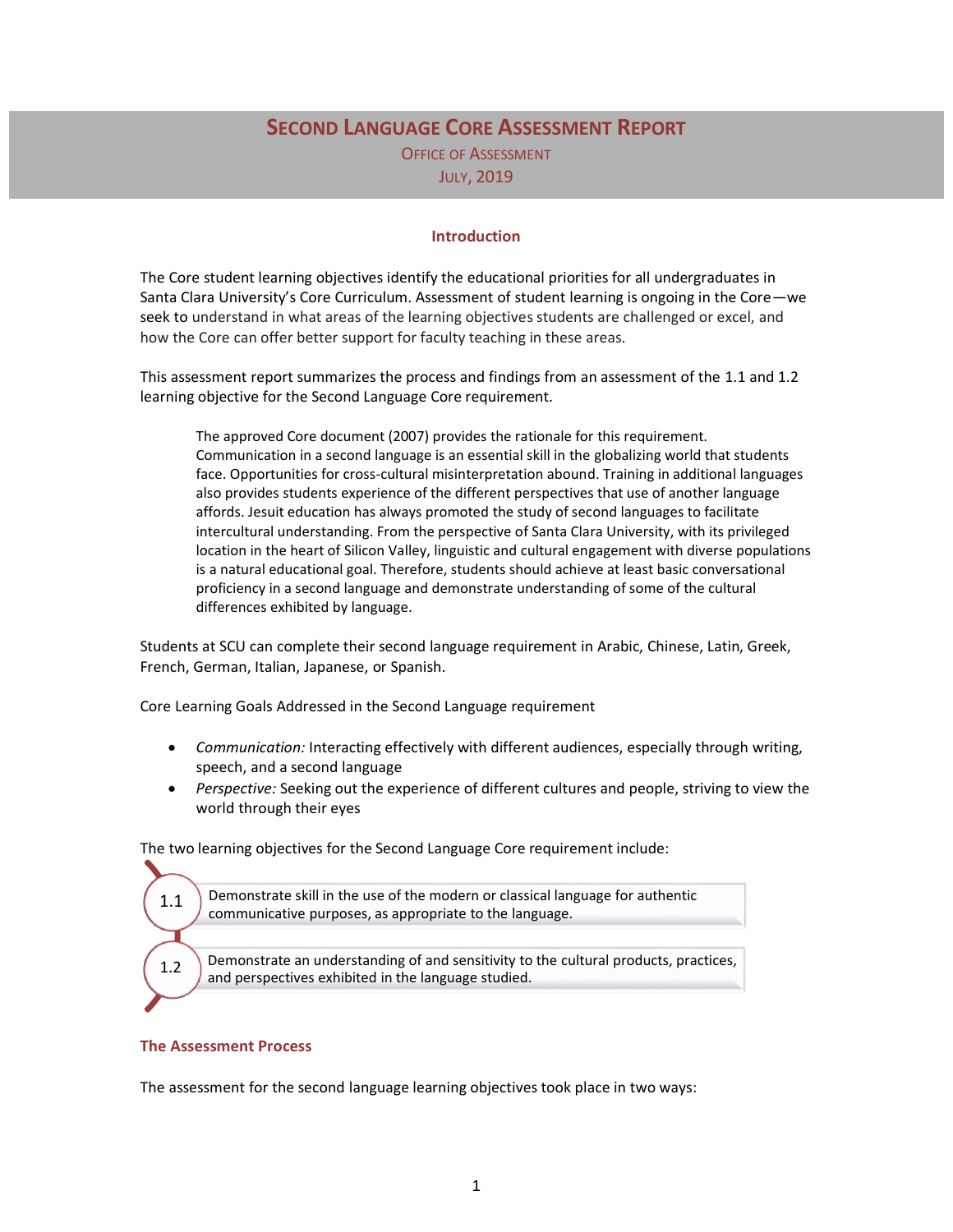# Second Language Core Assessment Report

Office of Assessment

July, 2019

## Introduction

The Core student learning objectives identify the educational priorities for all undergraduates in Santa Clara University's Core Curriculum. Assessment of student learning is ongoing in the Core—we seek to understand in what areas of the learning objectives students are challenged or excel, and how the Core can offer better support for faculty teaching in these areas.

This assessment report summarizes the process and findings from an assessment of the 1.1 and 1.2 learning objective for the Second Language Core requirement.

> The approved Core document (2007) provides the rationale for this requirement. Communication in a second language is an essential skill in the globalizing world that students face. Opportunities for cross-cultural misinterpretation abound. Training in additional languages also provides students experience of the different perspectives that use of another language affords. Jesuit education has always promoted the study of second languages to facilitate intercultural understanding. From the perspective of Santa Clara University, with its privileged location in the heart of Silicon Valley, linguistic and cultural engagement with diverse populations is a natural educational goal. Therefore, students should achieve at least basic conversational proficiency in a second language and demonstrate understanding of some of the cultural differences exhibited by language.

Students at SCU can complete their second language requirement in Arabic, Chinese, Latin, Greek, French, German, Italian, Japanese, or Spanish.

Core Learning Goals Addressed in the Second Language requirement

- *Communication:* Interacting effectively with different audiences, especially through writing, speech, and a second language
- *Perspective:* Seeking out the experience of different cultures and people, striving to view the world through their eyes

The two learning objectives for the Second Language Core requirement include:

- **1.1** Demonstrate skill in the use of the modern or classical language for authentic communicative purposes, as appropriate to the language.
- **1.2** Demonstrate an understanding of and sensitivity to the cultural products, practices, and perspectives exhibited in the language studied.

### The Assessment Process

The assessment for the second language learning objectives took place in two ways: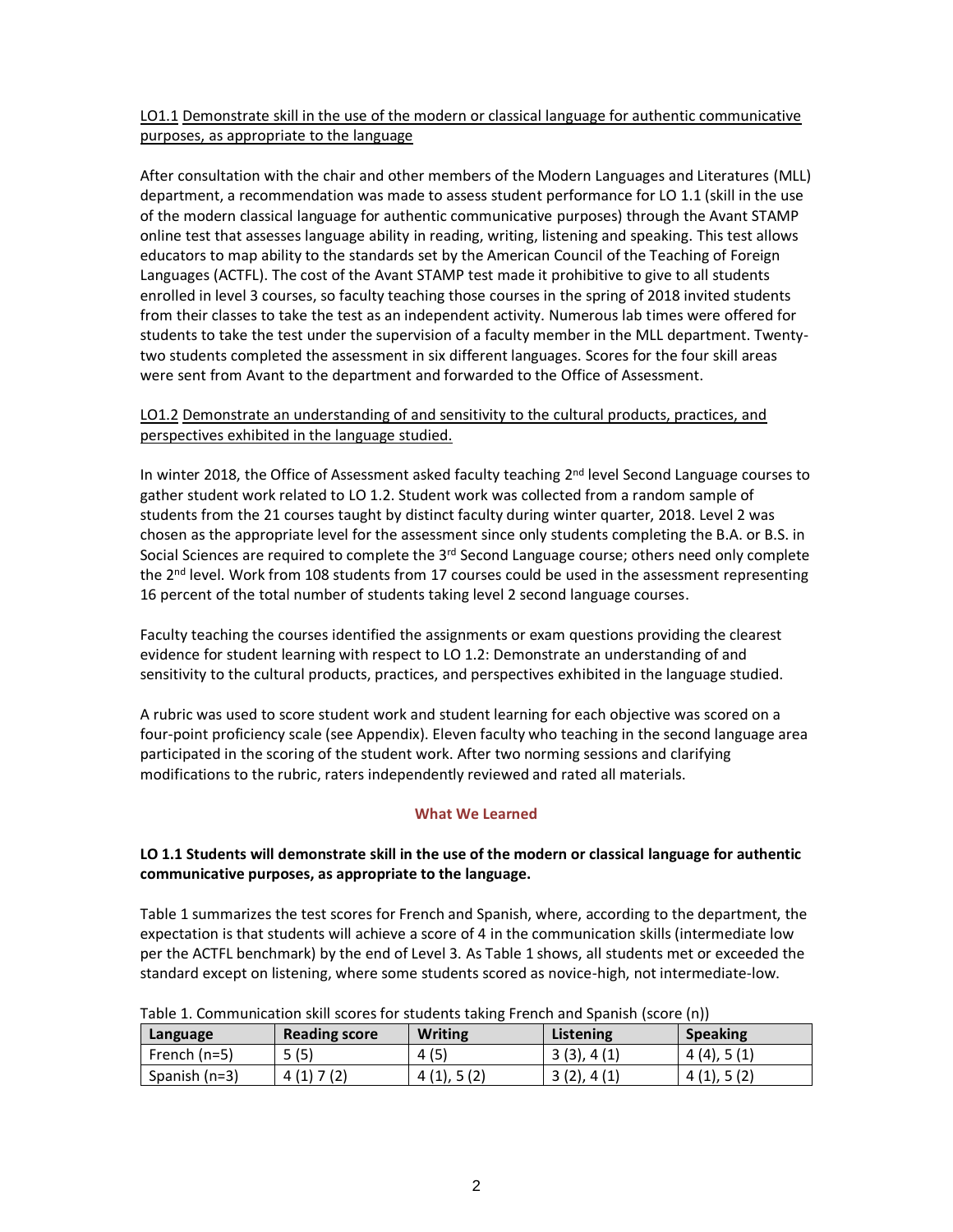LO1.1 Demonstrate skill in the use of the modern or classical language for authentic communicative purposes, as appropriate to the language

After consultation with the chair and other members of the Modern Languages and Literatures (MLL) department, a recommendation was made to assess student performance for LO 1.1 (skill in the use of the modern classical language for authentic communicative purposes) through the Avant STAMP online test that assesses language ability in reading, writing, listening and speaking. This test allows educators to map ability to the standards set by the American Council of the Teaching of Foreign Languages (ACTFL). The cost of the Avant STAMP test made it prohibitive to give to all students enrolled in level 3 courses, so faculty teaching those courses in the spring of 2018 invited students from their classes to take the test as an independent activity. Numerous lab times were offered for students to take the test under the supervision of a faculty member in the MLL department. Twenty-two students completed the assessment in six different languages. Scores for the four skill areas were sent from Avant to the department and forwarded to the Office of Assessment.

LO1.2 Demonstrate an understanding of and sensitivity to the cultural products, practices, and perspectives exhibited in the language studied.

In winter 2018, the Office of Assessment asked faculty teaching 2nd level Second Language courses to gather student work related to LO 1.2. Student work was collected from a random sample of students from the 21 courses taught by distinct faculty during winter quarter, 2018. Level 2 was chosen as the appropriate level for the assessment since only students completing the B.A. or B.S. in Social Sciences are required to complete the 3rd Second Language course; others need only complete the 2nd level. Work from 108 students from 17 courses could be used in the assessment representing 16 percent of the total number of students taking level 2 second language courses.

Faculty teaching the courses identified the assignments or exam questions providing the clearest evidence for student learning with respect to LO 1.2: Demonstrate an understanding of and sensitivity to the cultural products, practices, and perspectives exhibited in the language studied.

A rubric was used to score student work and student learning for each objective was scored on a four-point proficiency scale (see Appendix). Eleven faculty who teaching in the second language area participated in the scoring of the student work. After two norming sessions and clarifying modifications to the rubric, raters independently reviewed and rated all materials.

## What We Learned

**LO 1.1 Students will demonstrate skill in the use of the modern or classical language for authentic communicative purposes, as appropriate to the language.**

Table 1 summarizes the test scores for French and Spanish, where, according to the department, the expectation is that students will achieve a score of 4 in the communication skills (intermediate low per the ACTFL benchmark) by the end of Level 3. As Table 1 shows, all students met or exceeded the standard except on listening, where some students scored as novice-high, not intermediate-low.

Table 1. Communication skill scores for students taking French and Spanish (score (n))

| Language | Reading score | Writing | Listening | Speaking |
|---|---|---|---|---|
| French (n=5) | 5 (5) | 4 (5) | 3 (3), 4 (1) | 4 (4), 5 (1) |
| Spanish (n=3) | 4 (1) 7 (2) | 4 (1), 5 (2) | 3 (2), 4 (1) | 4 (1), 5 (2) |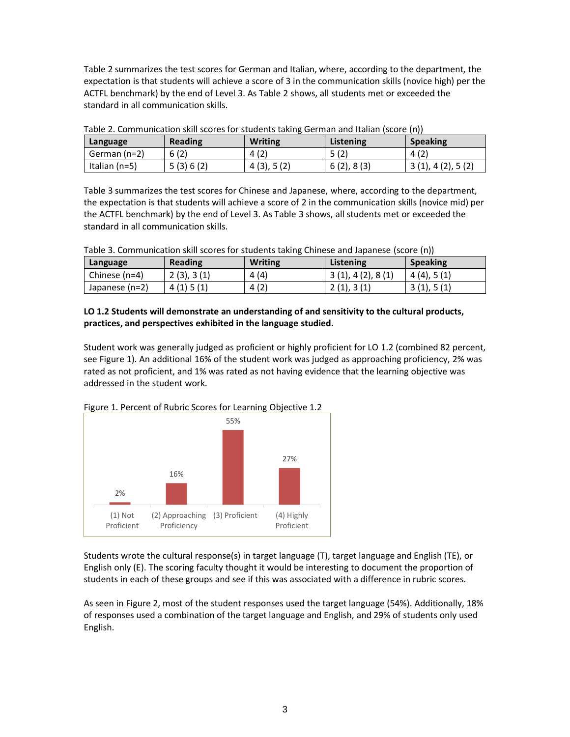Table 2 summarizes the test scores for German and Italian, where, according to the department, the expectation is that students will achieve a score of 3 in the communication skills (novice high) per the ACTFL benchmark) by the end of Level 3. As Table 2 shows, all students met or exceeded the standard in all communication skills.

Table 2. Communication skill scores for students taking German and Italian (score (n))

| Language | Reading | Writing | Listening | Speaking |
|---|---|---|---|---|
| German (n=2) | 6 (2) | 4 (2) | 5 (2) | 4 (2) |
| Italian (n=5) | 5 (3) 6 (2) | 4 (3), 5 (2) | 6 (2), 8 (3) | 3 (1), 4 (2), 5 (2) |

Table 3 summarizes the test scores for Chinese and Japanese, where, according to the department, the expectation is that students will achieve a score of 2 in the communication skills (novice mid) per the ACTFL benchmark) by the end of Level 3. As Table 3 shows, all students met or exceeded the standard in all communication skills.

Table 3. Communication skill scores for students taking Chinese and Japanese (score (n))

| Language | Reading | Writing | Listening | Speaking |
|---|---|---|---|---|
| Chinese (n=4) | 2 (3), 3 (1) | 4 (4) | 3 (1), 4 (2), 8 (1) | 4 (4), 5 (1) |
| Japanese (n=2) | 4 (1) 5 (1) | 4 (2) | 2 (1), 3 (1) | 3 (1), 5 (1) |

**LO 1.2 Students will demonstrate an understanding of and sensitivity to the cultural products, practices, and perspectives exhibited in the language studied.**

Student work was generally judged as proficient or highly proficient for LO 1.2 (combined 82 percent, see Figure 1). An additional 16% of the student work was judged as approaching proficiency, 2% was rated as not proficient, and 1% was rated as not having evidence that the learning objective was addressed in the student work.

Figure 1. Percent of Rubric Scores for Learning Objective 1.2

| Rubric Score | Percent |
|---|---|
| (1) Not Proficient | 2% |
| (2) Approaching Proficiency | 16% |
| (3) Proficient | 55% |
| (4) Highly Proficient | 27% |

Students wrote the cultural response(s) in target language (T), target language and English (TE), or English only (E). The scoring faculty thought it would be interesting to document the proportion of students in each of these groups and see if this was associated with a difference in rubric scores.

As seen in Figure 2, most of the student responses used the target language (54%). Additionally, 18% of responses used a combination of the target language and English, and 29% of students only used English.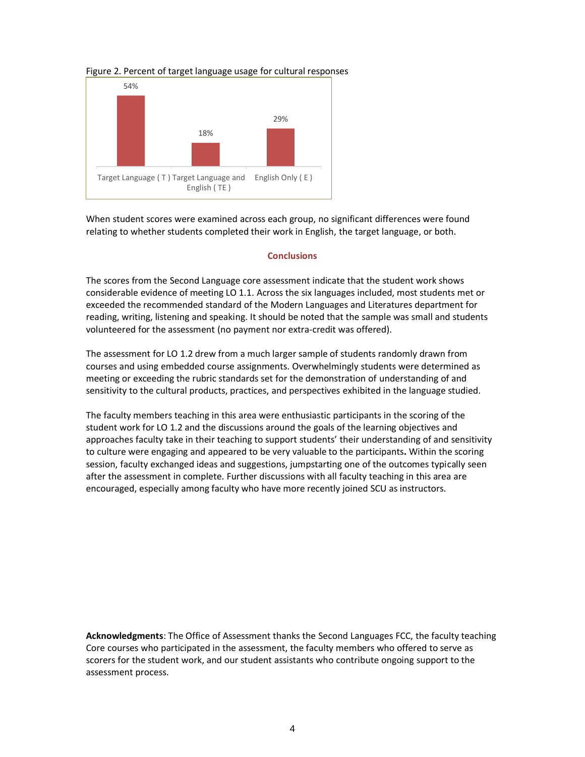Figure 2. Percent of target language usage for cultural responses

| Target Language ( T ) | Target Language and English ( TE ) | English Only ( E ) |
| --- | --- | --- |
| 54% | 18% | 29% |

When student scores were examined across each group, no significant differences were found relating to whether students completed their work in English, the target language, or both.

## Conclusions

The scores from the Second Language core assessment indicate that the student work shows considerable evidence of meeting LO 1.1. Across the six languages included, most students met or exceeded the recommended standard of the Modern Languages and Literatures department for reading, writing, listening and speaking. It should be noted that the sample was small and students volunteered for the assessment (no payment nor extra-credit was offered).

The assessment for LO 1.2 drew from a much larger sample of students randomly drawn from courses and using embedded course assignments. Overwhelmingly students were determined as meeting or exceeding the rubric standards set for the demonstration of understanding of and sensitivity to the cultural products, practices, and perspectives exhibited in the language studied.

The faculty members teaching in this area were enthusiastic participants in the scoring of the student work for LO 1.2 and the discussions around the goals of the learning objectives and approaches faculty take in their teaching to support students' their understanding of and sensitivity to culture were engaging and appeared to be very valuable to the participants. Within the scoring session, faculty exchanged ideas and suggestions, jumpstarting one of the outcomes typically seen after the assessment in complete. Further discussions with all faculty teaching in this area are encouraged, especially among faculty who have more recently joined SCU as instructors.

**Acknowledgments**: The Office of Assessment thanks the Second Languages FCC, the faculty teaching Core courses who participated in the assessment, the faculty members who offered to serve as scorers for the student work, and our student assistants who contribute ongoing support to the assessment process.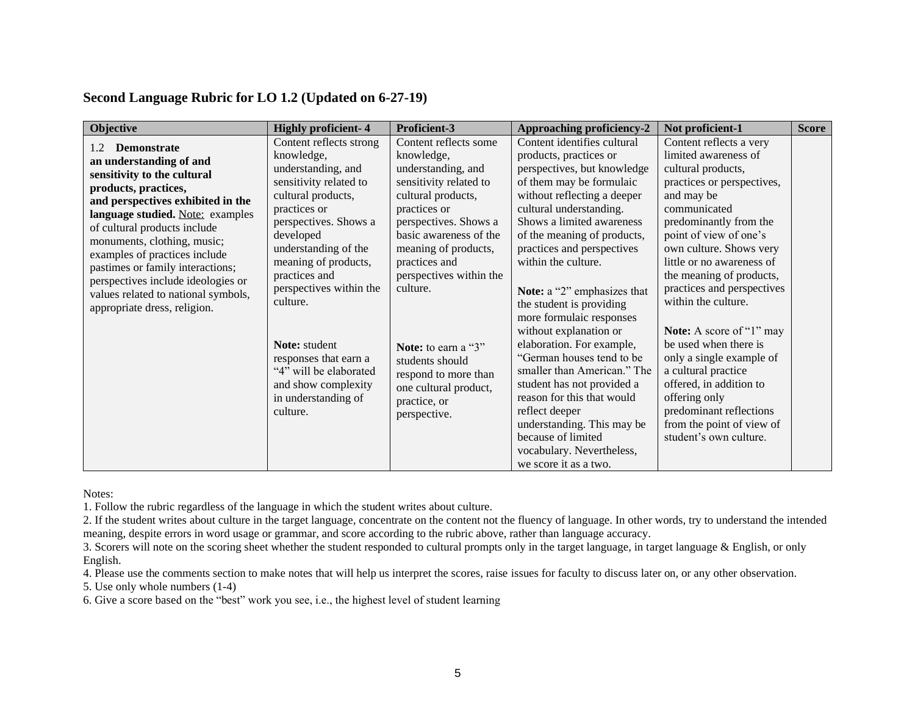## Second Language Rubric for LO 1.2 (Updated on 6-27-19)

| Objective | Highly proficient- 4 | Proficient-3 | Approaching proficiency-2 | Not proficient-1 | Score |
|---|---|---|---|---|---|
| 1.2 **Demonstrate an understanding of and sensitivity to the cultural products, practices, and perspectives exhibited in the language studied.** Note: examples of cultural products include monuments, clothing, music; examples of practices include pastimes or family interactions; perspectives include ideologies or values related to national symbols, appropriate dress, religion. | Content reflects strong knowledge, understanding, and sensitivity related to cultural products, practices or perspectives. Shows a developed understanding of the meaning of products, practices and perspectives within the culture.<br><br>**Note:** student responses that earn a "4" will be elaborated and show complexity in understanding of culture. | Content reflects some knowledge, understanding, and sensitivity related to cultural products, practices or perspectives. Shows a basic awareness of the meaning of products, practices and perspectives within the culture.<br><br>**Note:** to earn a "3" students should respond to more than one cultural product, practice, or perspective. | Content identifies cultural products, practices or perspectives, but knowledge of them may be formulaic without reflecting a deeper cultural understanding. Shows a limited awareness of the meaning of products, practices and perspectives within the culture.<br><br>**Note:** a "2" emphasizes that the student is providing more formulaic responses without explanation or elaboration. For example, "German houses tend to be smaller than American." The student has not provided a reason for this that would reflect deeper understanding. This may be because of limited vocabulary. Nevertheless, we score it as a two. | Content reflects a very limited awareness of cultural products, practices or perspectives, and may be communicated predominantly from the point of view of one's own culture. Shows very little or no awareness of the meaning of products, practices and perspectives within the culture.<br><br>**Note:** A score of "1" may be used when there is only a single example of a cultural practice offered, in addition to offering only predominant reflections from the point of view of student's own culture. | |

Notes:

1. Follow the rubric regardless of the language in which the student writes about culture.
2. If the student writes about culture in the target language, concentrate on the content not the fluency of language. In other words, try to understand the intended meaning, despite errors in word usage or grammar, and score according to the rubric above, rather than language accuracy.
3. Scorers will note on the scoring sheet whether the student responded to cultural prompts only in the target language, in target language & English, or only English.
4. Please use the comments section to make notes that will help us interpret the scores, raise issues for faculty to discuss later on, or any other observation.
5. Use only whole numbers (1-4)
6. Give a score based on the "best" work you see, i.e., the highest level of student learning